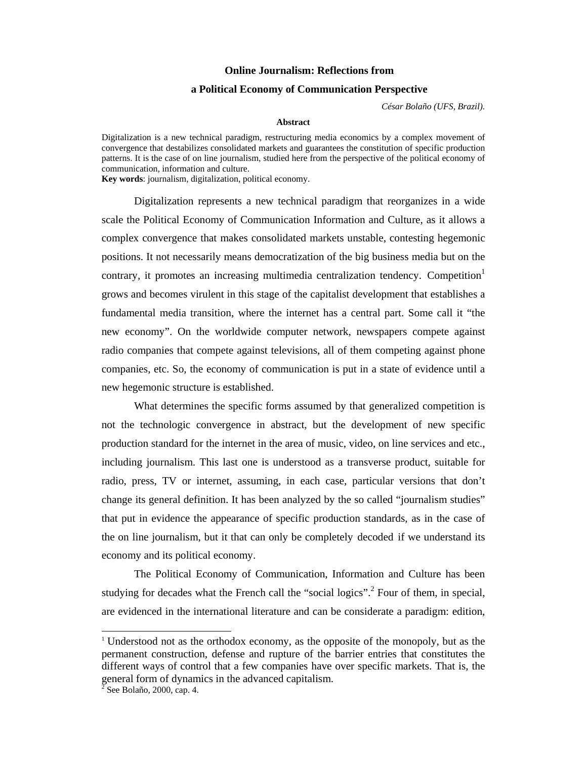# Online Journalism: Reflections from a Political Economy of Communication Perspective

*César Bolaño (UFS, Brazil).*

**Abstract**

Digitalization is a new technical paradigm, restructuring media economics by a complex movement of convergence that destabilizes consolidated markets and guarantees the constitution of specific production patterns. It is the case of on line journalism, studied here from the perspective of the political economy of communication, information and culture.

**Key words**: journalism, digitalization, political economy.

Digitalization represents a new technical paradigm that reorganizes in a wide scale the Political Economy of Communication Information and Culture, as it allows a complex convergence that makes consolidated markets unstable, contesting hegemonic positions. It not necessarily means democratization of the big business media but on the contrary, it promotes an increasing multimedia centralization tendency. Competition[1] grows and becomes virulent in this stage of the capitalist development that establishes a fundamental media transition, where the internet has a central part. Some call it "the new economy". On the worldwide computer network, newspapers compete against radio companies that compete against televisions, all of them competing against phone companies, etc. So, the economy of communication is put in a state of evidence until a new hegemonic structure is established.

What determines the specific forms assumed by that generalized competition is not the technologic convergence in abstract, but the development of new specific production standard for the internet in the area of music, video, on line services and etc., including journalism. This last one is understood as a transverse product, suitable for radio, press, TV or internet, assuming, in each case, particular versions that don't change its general definition. It has been analyzed by the so called "journalism studies" that put in evidence the appearance of specific production standards, as in the case of the on line journalism, but it that can only be completely decoded if we understand its economy and its political economy.

The Political Economy of Communication, Information and Culture has been studying for decades what the French call the "social logics".[2] Four of them, in special, are evidenced in the international literature and can be considerate a paradigm: edition,

---

[1] Understood not as the orthodox economy, as the opposite of the monopoly, but as the permanent construction, defense and rupture of the barrier entries that constitutes the different ways of control that a few companies have over specific markets. That is, the general form of dynamics in the advanced capitalism.

[2] See Bolaño, 2000, cap. 4.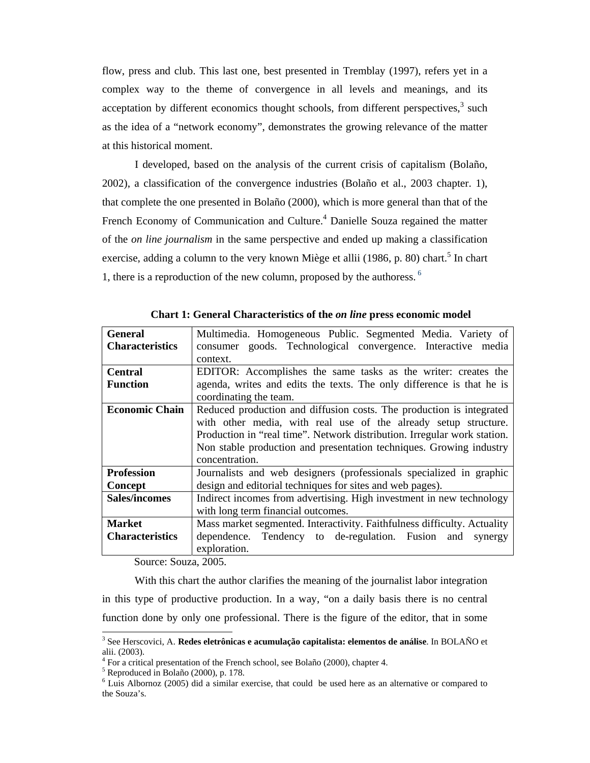flow, press and club. This last one, best presented in Tremblay (1997), refers yet in a complex way to the theme of convergence in all levels and meanings, and its acceptation by different economics thought schools, from different perspectives,[3] such as the idea of a "network economy", demonstrates the growing relevance of the matter at this historical moment.

I developed, based on the analysis of the current crisis of capitalism (Bolaño, 2002), a classification of the convergence industries (Bolaño et al., 2003 chapter. 1), that complete the one presented in Bolaño (2000), which is more general than that of the French Economy of Communication and Culture.[4] Danielle Souza regained the matter of the *on line journalism* in the same perspective and ended up making a classification exercise, adding a column to the very known Miège et allii (1986, p. 80) chart.[5] In chart 1, there is a reproduction of the new column, proposed by the authoress. [6]

**Chart 1: General Characteristics of the *on line* press economic model**

| | |
|---|---|
| **General Characteristics** | Multimedia. Homogeneous Public. Segmented Media. Variety of consumer goods. Technological convergence. Interactive media context. |
| **Central Function** | EDITOR: Accomplishes the same tasks as the writer: creates the agenda, writes and edits the texts. The only difference is that he is coordinating the team. |
| **Economic Chain** | Reduced production and diffusion costs. The production is integrated with other media, with real use of the already setup structure. Production in "real time". Network distribution. Irregular work station. Non stable production and presentation techniques. Growing industry concentration. |
| **Profession Concept** | Journalists and web designers (professionals specialized in graphic design and editorial techniques for sites and web pages). |
| **Sales/incomes** | Indirect incomes from advertising. High investment in new technology with long term financial outcomes. |
| **Market Characteristics** | Mass market segmented. Interactivity. Faithfulness difficulty. Actuality dependence. Tendency to de-regulation. Fusion and synergy exploration. |

Source: Souza, 2005.

With this chart the author clarifies the meaning of the journalist labor integration in this type of productive production. In a way, "on a daily basis there is no central function done by only one professional. There is the figure of the editor, that in some

---

[3] See Herscovici, A. **Redes eletrônicas e acumulação capitalista: elementos de análise**. In BOLAÑO et alii. (2003).

[4] For a critical presentation of the French school, see Bolaño (2000), chapter 4.

[5] Reproduced in Bolaño (2000), p. 178.

[6] Luis Albornoz (2005) did a similar exercise, that could be used here as an alternative or compared to the Souza's.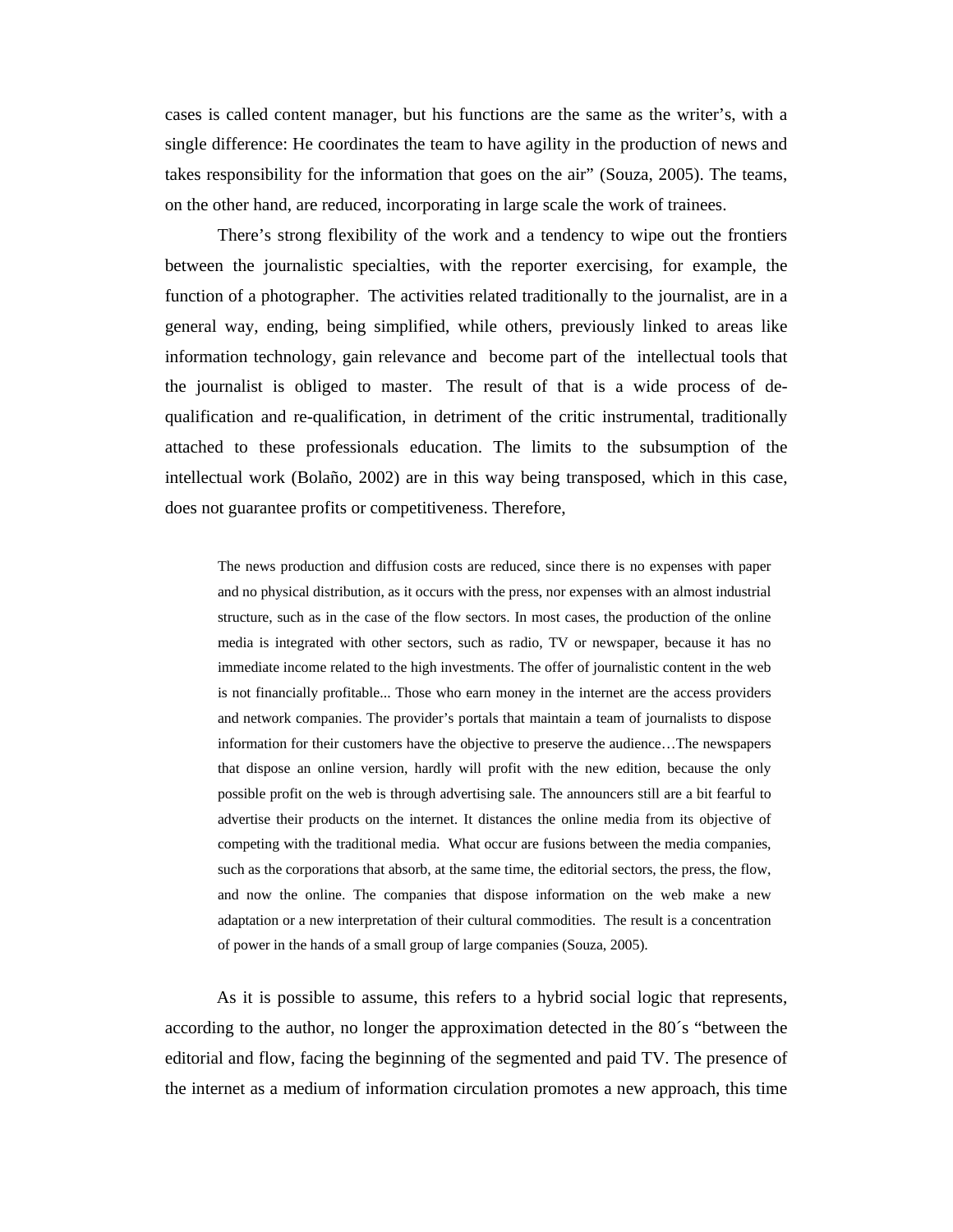cases is called content manager, but his functions are the same as the writer's, with a single difference: He coordinates the team to have agility in the production of news and takes responsibility for the information that goes on the air" (Souza, 2005). The teams, on the other hand, are reduced, incorporating in large scale the work of trainees.

There's strong flexibility of the work and a tendency to wipe out the frontiers between the journalistic specialties, with the reporter exercising, for example, the function of a photographer. The activities related traditionally to the journalist, are in a general way, ending, being simplified, while others, previously linked to areas like information technology, gain relevance and become part of the intellectual tools that the journalist is obliged to master. The result of that is a wide process of de-qualification and re-qualification, in detriment of the critic instrumental, traditionally attached to these professionals education. The limits to the subsumption of the intellectual work (Bolaño, 2002) are in this way being transposed, which in this case, does not guarantee profits or competitiveness. Therefore,

> The news production and diffusion costs are reduced, since there is no expenses with paper and no physical distribution, as it occurs with the press, nor expenses with an almost industrial structure, such as in the case of the flow sectors. In most cases, the production of the online media is integrated with other sectors, such as radio, TV or newspaper, because it has no immediate income related to the high investments. The offer of journalistic content in the web is not financially profitable... Those who earn money in the internet are the access providers and network companies. The provider's portals that maintain a team of journalists to dispose information for their customers have the objective to preserve the audience…The newspapers that dispose an online version, hardly will profit with the new edition, because the only possible profit on the web is through advertising sale. The announcers still are a bit fearful to advertise their products on the internet. It distances the online media from its objective of competing with the traditional media. What occur are fusions between the media companies, such as the corporations that absorb, at the same time, the editorial sectors, the press, the flow, and now the online. The companies that dispose information on the web make a new adaptation or a new interpretation of their cultural commodities. The result is a concentration of power in the hands of a small group of large companies (Souza, 2005).

As it is possible to assume, this refers to a hybrid social logic that represents, according to the author, no longer the approximation detected in the 80´s "between the editorial and flow, facing the beginning of the segmented and paid TV. The presence of the internet as a medium of information circulation promotes a new approach, this time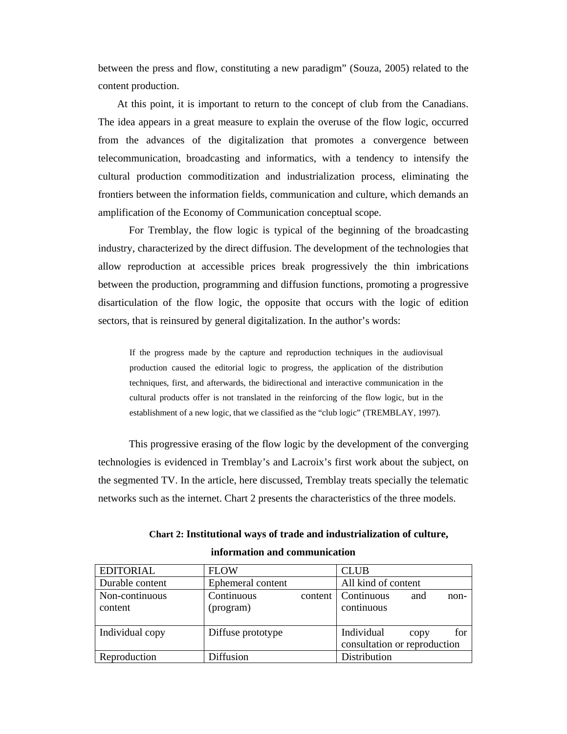between the press and flow, constituting a new paradigm" (Souza, 2005) related to the content production.

At this point, it is important to return to the concept of club from the Canadians. The idea appears in a great measure to explain the overuse of the flow logic, occurred from the advances of the digitalization that promotes a convergence between telecommunication, broadcasting and informatics, with a tendency to intensify the cultural production commoditization and industrialization process, eliminating the frontiers between the information fields, communication and culture, which demands an amplification of the Economy of Communication conceptual scope.

For Tremblay, the flow logic is typical of the beginning of the broadcasting industry, characterized by the direct diffusion. The development of the technologies that allow reproduction at accessible prices break progressively the thin imbrications between the production, programming and diffusion functions, promoting a progressive disarticulation of the flow logic, the opposite that occurs with the logic of edition sectors, that is reinsured by general digitalization. In the author's words:

> If the progress made by the capture and reproduction techniques in the audiovisual production caused the editorial logic to progress, the application of the distribution techniques, first, and afterwards, the bidirectional and interactive communication in the cultural products offer is not translated in the reinforcing of the flow logic, but in the establishment of a new logic, that we classified as the "club logic" (TREMBLAY, 1997).

This progressive erasing of the flow logic by the development of the converging technologies is evidenced in Tremblay's and Lacroix's first work about the subject, on the segmented TV. In the article, here discussed, Tremblay treats specially the telematic networks such as the internet. Chart 2 presents the characteristics of the three models.

**Chart 2: Institutional ways of trade and industrialization of culture, information and communication**

| EDITORIAL | FLOW | CLUB |
|---|---|---|
| Durable content | Ephemeral content | All kind of content |
| Non-continuous content | Continuous content (program) | Continuous and non-continuous |
| Individual copy | Diffuse prototype | Individual copy for consultation or reproduction |
| Reproduction | Diffusion | Distribution |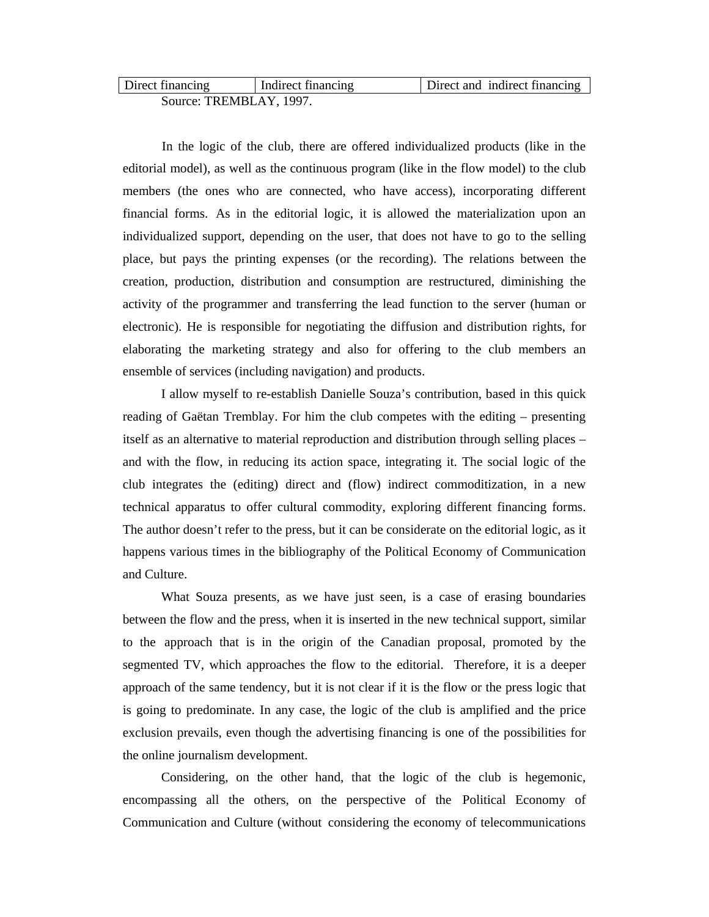| Direct financing | Indirect financing | Direct and indirect financing |
|---|---|---|

Source: TREMBLAY, 1997.

In the logic of the club, there are offered individualized products (like in the editorial model), as well as the continuous program (like in the flow model) to the club members (the ones who are connected, who have access), incorporating different financial forms. As in the editorial logic, it is allowed the materialization upon an individualized support, depending on the user, that does not have to go to the selling place, but pays the printing expenses (or the recording). The relations between the creation, production, distribution and consumption are restructured, diminishing the activity of the programmer and transferring the lead function to the server (human or electronic). He is responsible for negotiating the diffusion and distribution rights, for elaborating the marketing strategy and also for offering to the club members an ensemble of services (including navigation) and products.

I allow myself to re-establish Danielle Souza's contribution, based in this quick reading of Gaëtan Tremblay. For him the club competes with the editing – presenting itself as an alternative to material reproduction and distribution through selling places – and with the flow, in reducing its action space, integrating it. The social logic of the club integrates the (editing) direct and (flow) indirect commoditization, in a new technical apparatus to offer cultural commodity, exploring different financing forms. The author doesn't refer to the press, but it can be considerate on the editorial logic, as it happens various times in the bibliography of the Political Economy of Communication and Culture.

What Souza presents, as we have just seen, is a case of erasing boundaries between the flow and the press, when it is inserted in the new technical support, similar to the approach that is in the origin of the Canadian proposal, promoted by the segmented TV, which approaches the flow to the editorial. Therefore, it is a deeper approach of the same tendency, but it is not clear if it is the flow or the press logic that is going to predominate. In any case, the logic of the club is amplified and the price exclusion prevails, even though the advertising financing is one of the possibilities for the online journalism development.

Considering, on the other hand, that the logic of the club is hegemonic, encompassing all the others, on the perspective of the Political Economy of Communication and Culture (without considering the economy of telecommunications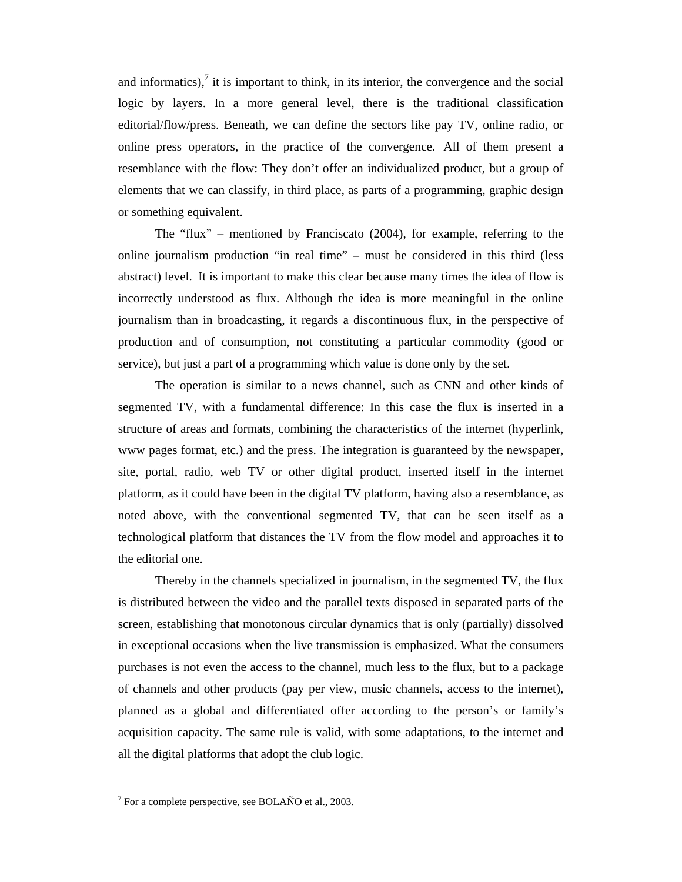and informatics),[7] it is important to think, in its interior, the convergence and the social logic by layers. In a more general level, there is the traditional classification editorial/flow/press. Beneath, we can define the sectors like pay TV, online radio, or online press operators, in the practice of the convergence. All of them present a resemblance with the flow: They don't offer an individualized product, but a group of elements that we can classify, in third place, as parts of a programming, graphic design or something equivalent.

The "flux" – mentioned by Franciscato (2004), for example, referring to the online journalism production "in real time" – must be considered in this third (less abstract) level. It is important to make this clear because many times the idea of flow is incorrectly understood as flux. Although the idea is more meaningful in the online journalism than in broadcasting, it regards a discontinuous flux, in the perspective of production and of consumption, not constituting a particular commodity (good or service), but just a part of a programming which value is done only by the set.

The operation is similar to a news channel, such as CNN and other kinds of segmented TV, with a fundamental difference: In this case the flux is inserted in a structure of areas and formats, combining the characteristics of the internet (hyperlink, www pages format, etc.) and the press. The integration is guaranteed by the newspaper, site, portal, radio, web TV or other digital product, inserted itself in the internet platform, as it could have been in the digital TV platform, having also a resemblance, as noted above, with the conventional segmented TV, that can be seen itself as a technological platform that distances the TV from the flow model and approaches it to the editorial one.

Thereby in the channels specialized in journalism, in the segmented TV, the flux is distributed between the video and the parallel texts disposed in separated parts of the screen, establishing that monotonous circular dynamics that is only (partially) dissolved in exceptional occasions when the live transmission is emphasized. What the consumers purchases is not even the access to the channel, much less to the flux, but to a package of channels and other products (pay per view, music channels, access to the internet), planned as a global and differentiated offer according to the person's or family's acquisition capacity. The same rule is valid, with some adaptations, to the internet and all the digital platforms that adopt the club logic.

---

[7] For a complete perspective, see BOLAÑO et al., 2003.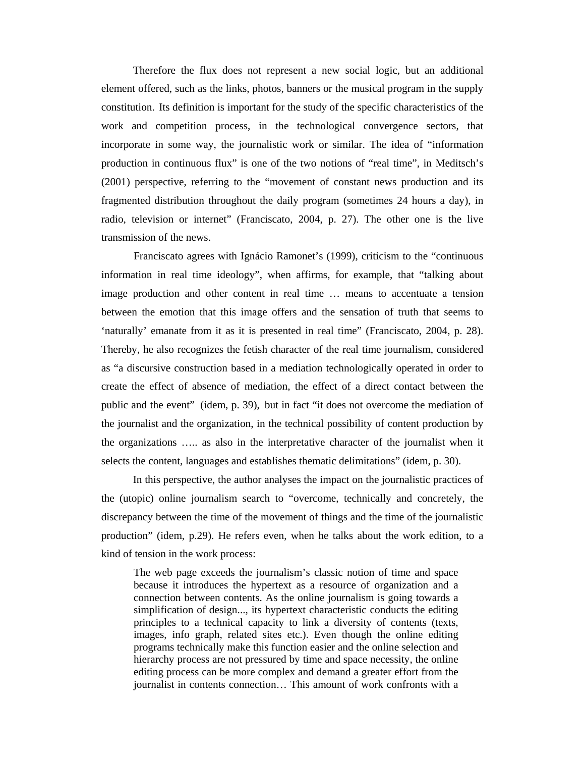Therefore the flux does not represent a new social logic, but an additional element offered, such as the links, photos, banners or the musical program in the supply constitution. Its definition is important for the study of the specific characteristics of the work and competition process, in the technological convergence sectors, that incorporate in some way, the journalistic work or similar. The idea of "information production in continuous flux" is one of the two notions of "real time", in Meditsch's (2001) perspective, referring to the "movement of constant news production and its fragmented distribution throughout the daily program (sometimes 24 hours a day), in radio, television or internet" (Franciscato, 2004, p. 27). The other one is the live transmission of the news.

Franciscato agrees with Ignácio Ramonet's (1999), criticism to the "continuous information in real time ideology", when affirms, for example, that "talking about image production and other content in real time … means to accentuate a tension between the emotion that this image offers and the sensation of truth that seems to 'naturally' emanate from it as it is presented in real time" (Franciscato, 2004, p. 28). Thereby, he also recognizes the fetish character of the real time journalism, considered as "a discursive construction based in a mediation technologically operated in order to create the effect of absence of mediation, the effect of a direct contact between the public and the event" (idem, p. 39), but in fact "it does not overcome the mediation of the journalist and the organization, in the technical possibility of content production by the organizations ….. as also in the interpretative character of the journalist when it selects the content, languages and establishes thematic delimitations" (idem, p. 30).

In this perspective, the author analyses the impact on the journalistic practices of the (utopic) online journalism search to "overcome, technically and concretely, the discrepancy between the time of the movement of things and the time of the journalistic production" (idem, p.29). He refers even, when he talks about the work edition, to a kind of tension in the work process:

> The web page exceeds the journalism's classic notion of time and space because it introduces the hypertext as a resource of organization and a connection between contents. As the online journalism is going towards a simplification of design..., its hypertext characteristic conducts the editing principles to a technical capacity to link a diversity of contents (texts, images, info graph, related sites etc.). Even though the online editing programs technically make this function easier and the online selection and hierarchy process are not pressured by time and space necessity, the online editing process can be more complex and demand a greater effort from the journalist in contents connection… This amount of work confronts with a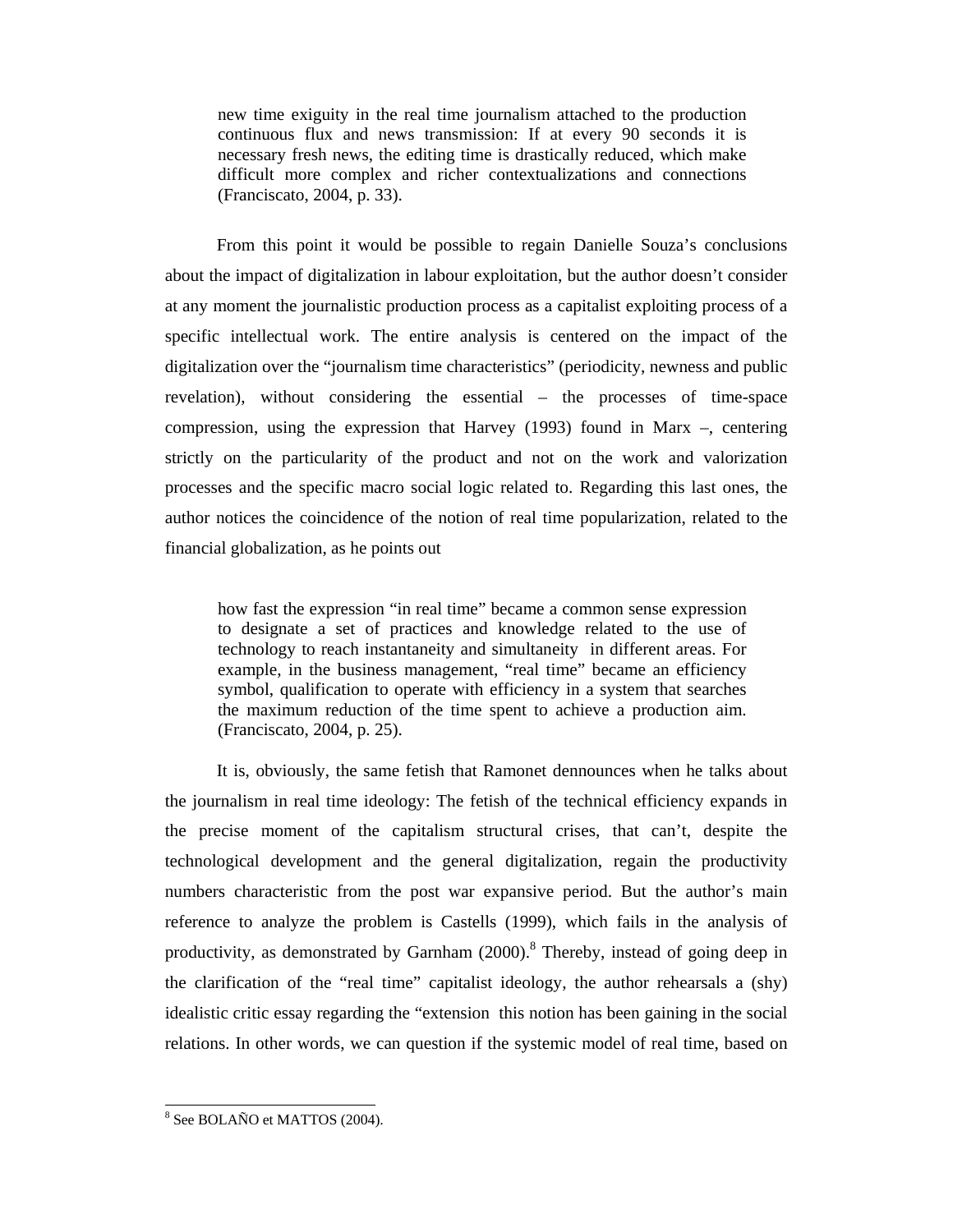> new time exiguity in the real time journalism attached to the production continuous flux and news transmission: If at every 90 seconds it is necessary fresh news, the editing time is drastically reduced, which make difficult more complex and richer contextualizations and connections (Franciscato, 2004, p. 33).

From this point it would be possible to regain Danielle Souza's conclusions about the impact of digitalization in labour exploitation, but the author doesn't consider at any moment the journalistic production process as a capitalist exploiting process of a specific intellectual work. The entire analysis is centered on the impact of the digitalization over the "journalism time characteristics" (periodicity, newness and public revelation), without considering the essential – the processes of time-space compression, using the expression that Harvey (1993) found in Marx –, centering strictly on the particularity of the product and not on the work and valorization processes and the specific macro social logic related to. Regarding this last ones, the author notices the coincidence of the notion of real time popularization, related to the financial globalization, as he points out

> how fast the expression "in real time" became a common sense expression to designate a set of practices and knowledge related to the use of technology to reach instantaneity and simultaneity in different areas. For example, in the business management, "real time" became an efficiency symbol, qualification to operate with efficiency in a system that searches the maximum reduction of the time spent to achieve a production aim. (Franciscato, 2004, p. 25).

It is, obviously, the same fetish that Ramonet dennounces when he talks about the journalism in real time ideology: The fetish of the technical efficiency expands in the precise moment of the capitalism structural crises, that can't, despite the technological development and the general digitalization, regain the productivity numbers characteristic from the post war expansive period. But the author's main reference to analyze the problem is Castells (1999), which fails in the analysis of productivity, as demonstrated by Garnham (2000).[8] Thereby, instead of going deep in the clarification of the "real time" capitalist ideology, the author rehearsals a (shy) idealistic critic essay regarding the "extension this notion has been gaining in the social relations. In other words, we can question if the systemic model of real time, based on

---

[8] See BOLAÑO et MATTOS (2004).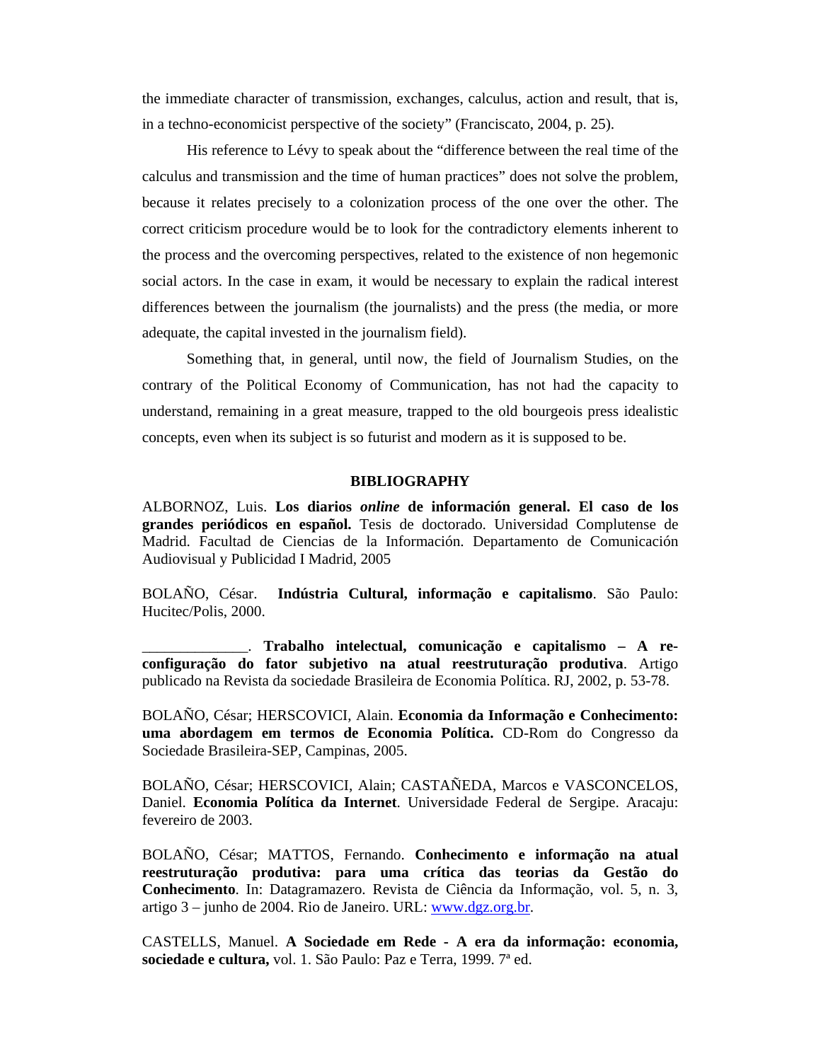the immediate character of transmission, exchanges, calculus, action and result, that is, in a techno-economicist perspective of the society" (Franciscato, 2004, p. 25).

His reference to Lévy to speak about the "difference between the real time of the calculus and transmission and the time of human practices" does not solve the problem, because it relates precisely to a colonization process of the one over the other. The correct criticism procedure would be to look for the contradictory elements inherent to the process and the overcoming perspectives, related to the existence of non hegemonic social actors. In the case in exam, it would be necessary to explain the radical interest differences between the journalism (the journalists) and the press (the media, or more adequate, the capital invested in the journalism field).

Something that, in general, until now, the field of Journalism Studies, on the contrary of the Political Economy of Communication, has not had the capacity to understand, remaining in a great measure, trapped to the old bourgeois press idealistic concepts, even when its subject is so futurist and modern as it is supposed to be.

## BIBLIOGRAPHY

ALBORNOZ, Luis. **Los diarios *online* de información general. El caso de los grandes periódicos en español.** Tesis de doctorado. Universidad Complutense de Madrid. Facultad de Ciencias de la Información. Departamento de Comunicación Audiovisual y Publicidad I Madrid, 2005

BOLAÑO, César. **Indústria Cultural, informação e capitalismo**. São Paulo: Hucitec/Polis, 2000.

______________. **Trabalho intelectual, comunicação e capitalismo – A re-configuração do fator subjetivo na atual reestruturação produtiva**. Artigo publicado na Revista da sociedade Brasileira de Economia Política. RJ, 2002, p. 53-78.

BOLAÑO, César; HERSCOVICI, Alain. **Economia da Informação e Conhecimento: uma abordagem em termos de Economia Política.** CD-Rom do Congresso da Sociedade Brasileira-SEP, Campinas, 2005.

BOLAÑO, César; HERSCOVICI, Alain; CASTAÑEDA, Marcos e VASCONCELOS, Daniel. **Economia Política da Internet**. Universidade Federal de Sergipe. Aracaju: fevereiro de 2003.

BOLAÑO, César; MATTOS, Fernando. **Conhecimento e informação na atual reestruturação produtiva: para uma crítica das teorias da Gestão do Conhecimento**. In: Datagramazero. Revista de Ciência da Informação, vol. 5, n. 3, artigo 3 – junho de 2004. Rio de Janeiro. URL: www.dgz.org.br.

CASTELLS, Manuel. **A Sociedade em Rede - A era da informação: economia, sociedade e cultura,** vol. 1. São Paulo: Paz e Terra, 1999. 7ª ed.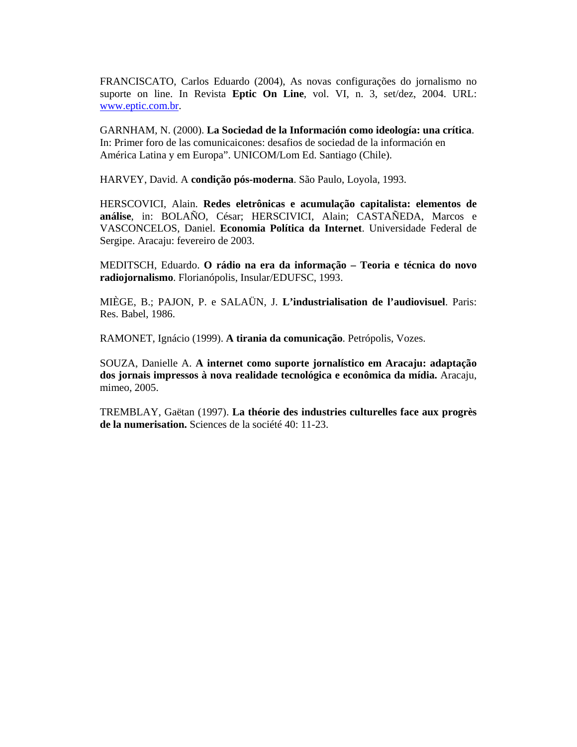FRANCISCATO, Carlos Eduardo (2004), As novas configurações do jornalismo no suporte on line. In Revista **Eptic On Line**, vol. VI, n. 3, set/dez, 2004. URL: www.eptic.com.br.

GARNHAM, N. (2000). **La Sociedad de la Información como ideología: una crítica**. In: Primer foro de las comunicaicones: desafios de sociedad de la información en América Latina y em Europa". UNICOM/Lom Ed. Santiago (Chile).

HARVEY, David. A **condição pós-moderna**. São Paulo, Loyola, 1993.

HERSCOVICI, Alain. **Redes eletrônicas e acumulação capitalista: elementos de análise**, in: BOLAÑO, César; HERSCIVICI, Alain; CASTAÑEDA, Marcos e VASCONCELOS, Daniel. **Economia Política da Internet**. Universidade Federal de Sergipe. Aracaju: fevereiro de 2003.

MEDITSCH, Eduardo. **O rádio na era da informação – Teoria e técnica do novo radiojornalismo**. Florianópolis, Insular/EDUFSC, 1993.

MIÈGE, B.; PAJON, P. e SALAÜN, J. **L'industrialisation de l'audiovisuel**. Paris: Res. Babel, 1986.

RAMONET, Ignácio (1999). **A tirania da comunicação**. Petrópolis, Vozes.

SOUZA, Danielle A. **A internet como suporte jornalístico em Aracaju: adaptação dos jornais impressos à nova realidade tecnológica e econômica da mídia.** Aracaju, mimeo, 2005.

TREMBLAY, Gaëtan (1997). **La théorie des industries culturelles face aux progrès de la numerisation.** Sciences de la société 40: 11-23.